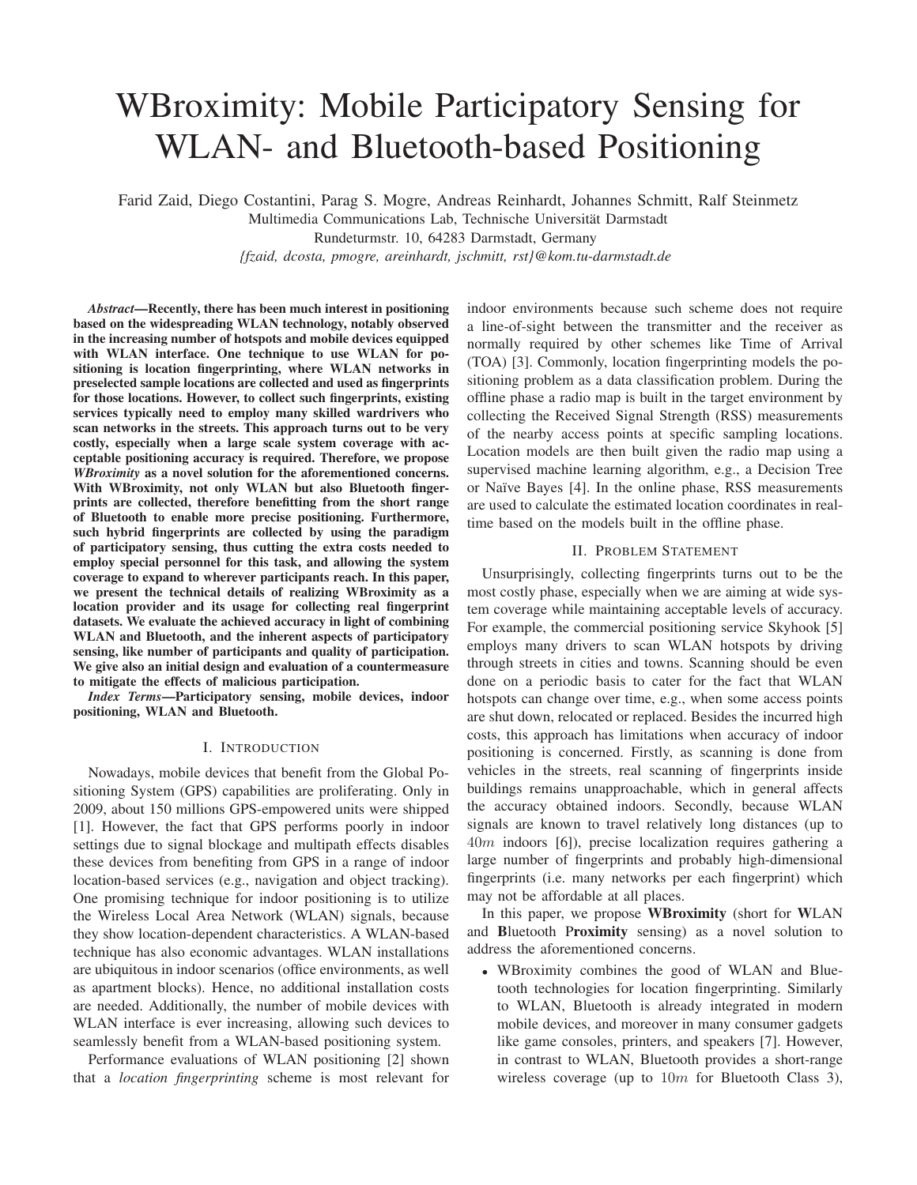# WBroximity: Mobile Participatory Sensing for WLAN- and Bluetooth-based Positioning

Farid Zaid, Diego Costantini, Parag S. Mogre, Andreas Reinhardt, Johannes Schmitt, Ralf Steinmetz
Multimedia Communications Lab, Technische Universität Darmstadt
Rundeturmstr. 10, 64283 Darmstadt, Germany
*{fzaid, dcosta, pmogre, areinhardt, jschmitt, rst}@kom.tu-darmstadt.de*

***Abstract*—Recently, there has been much interest in positioning based on the widespreading WLAN technology, notably observed in the increasing number of hotspots and mobile devices equipped with WLAN interface. One technique to use WLAN for positioning is location fingerprinting, where WLAN networks in preselected sample locations are collected and used as fingerprints for those locations. However, to collect such fingerprints, existing services typically need to employ many skilled wardrivers who scan networks in the streets. This approach turns out to be very costly, especially when a large scale system coverage with acceptable positioning accuracy is required. Therefore, we propose *WBroximity* as a novel solution for the aforementioned concerns. With WBroximity, not only WLAN but also Bluetooth fingerprints are collected, therefore benefitting from the short range of Bluetooth to enable more precise positioning. Furthermore, such hybrid fingerprints are collected by using the paradigm of participatory sensing, thus cutting the extra costs needed to employ special personnel for this task, and allowing the system coverage to expand to wherever participants reach. In this paper, we present the technical details of realizing WBroximity as a location provider and its usage for collecting real fingerprint datasets. We evaluate the achieved accuracy in light of combining WLAN and Bluetooth, and the inherent aspects of participatory sensing, like number of participants and quality of participation. We give also an initial design and evaluation of a countermeasure to mitigate the effects of malicious participation.**

***Index Terms*—Participatory sensing, mobile devices, indoor positioning, WLAN and Bluetooth.**

## I. Introduction

Nowadays, mobile devices that benefit from the Global Positioning System (GPS) capabilities are proliferating. Only in 2009, about 150 millions GPS-empowered units were shipped [1]. However, the fact that GPS performs poorly in indoor settings due to signal blockage and multipath effects disables these devices from benefiting from GPS in a range of indoor location-based services (e.g., navigation and object tracking). One promising technique for indoor positioning is to utilize the Wireless Local Area Network (WLAN) signals, because they show location-dependent characteristics. A WLAN-based technique has also economic advantages. WLAN installations are ubiquitous in indoor scenarios (office environments, as well as apartment blocks). Hence, no additional installation costs are needed. Additionally, the number of mobile devices with WLAN interface is ever increasing, allowing such devices to seamlessly benefit from a WLAN-based positioning system.

Performance evaluations of WLAN positioning [2] shown that a *location fingerprinting* scheme is most relevant for indoor environments because such scheme does not require a line-of-sight between the transmitter and the receiver as normally required by other schemes like Time of Arrival (TOA) [3]. Commonly, location fingerprinting models the positioning problem as a data classification problem. During the offline phase a radio map is built in the target environment by collecting the Received Signal Strength (RSS) measurements of the nearby access points at specific sampling locations. Location models are then built given the radio map using a supervised machine learning algorithm, e.g., a Decision Tree or Naïve Bayes [4]. In the online phase, RSS measurements are used to calculate the estimated location coordinates in real-time based on the models built in the offline phase.

## II. Problem Statement

Unsurprisingly, collecting fingerprints turns out to be the most costly phase, especially when we are aiming at wide system coverage while maintaining acceptable levels of accuracy. For example, the commercial positioning service Skyhook [5] employs many drivers to scan WLAN hotspots by driving through streets in cities and towns. Scanning should be even done on a periodic basis to cater for the fact that WLAN hotspots can change over time, e.g., when some access points are shut down, relocated or replaced. Besides the incurred high costs, this approach has limitations when accuracy of indoor positioning is concerned. Firstly, as scanning is done from vehicles in the streets, real scanning of fingerprints inside buildings remains unapproachable, which in general affects the accuracy obtained indoors. Secondly, because WLAN signals are known to travel relatively long distances (up to $40m$ indoors [6]), precise localization requires gathering a large number of fingerprints and probably high-dimensional fingerprints (i.e. many networks per each fingerprint) which may not be affordable at all places.

In this paper, we propose **WBroximity** (short for **W**LAN and **B**luetooth P**roximity** sensing) as a novel solution to address the aforementioned concerns.

- WBroximity combines the good of WLAN and Bluetooth technologies for location fingerprinting. Similarly to WLAN, Bluetooth is already integrated in modern mobile devices, and moreover in many consumer gadgets like game consoles, printers, and speakers [7]. However, in contrast to WLAN, Bluetooth provides a short-range wireless coverage (up to $10m$ for Bluetooth Class 3),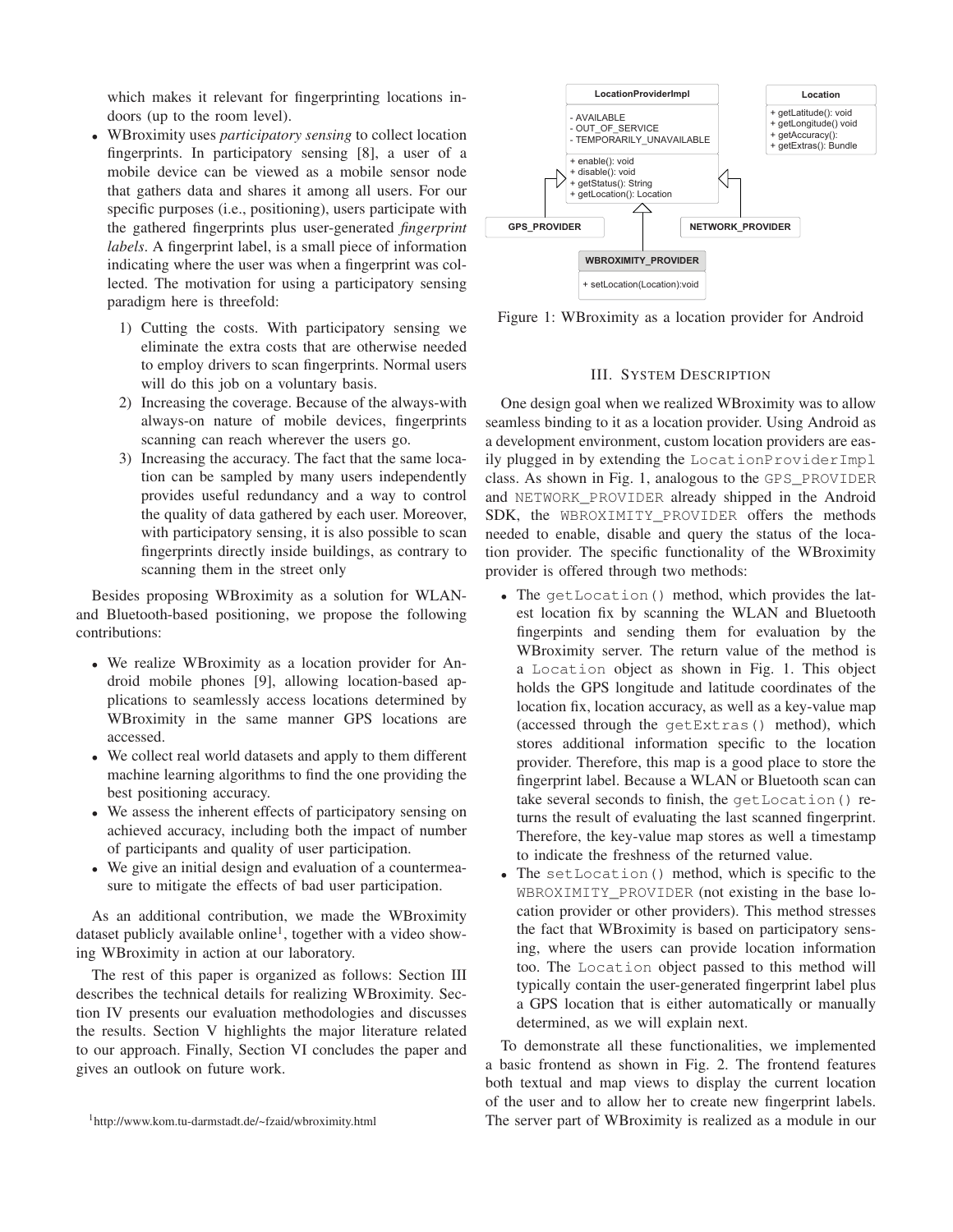which makes it relevant for fingerprinting locations indoors (up to the room level).

- WBroximity uses *participatory sensing* to collect location fingerprints. In participatory sensing [8], a user of a mobile device can be viewed as a mobile sensor node that gathers data and shares it among all users. For our specific purposes (i.e., positioning), users participate with the gathered fingerprints plus user-generated *fingerprint labels*. A fingerprint label, is a small piece of information indicating where the user was when a fingerprint was collected. The motivation for using a participatory sensing paradigm here is threefold:
  1) Cutting the costs. With participatory sensing we eliminate the extra costs that are otherwise needed to employ drivers to scan fingerprints. Normal users will do this job on a voluntary basis.
  2) Increasing the coverage. Because of the always-with always-on nature of mobile devices, fingerprints scanning can reach wherever the users go.
  3) Increasing the accuracy. The fact that the same location can be sampled by many users independently provides useful redundancy and a way to control the quality of data gathered by each user. Moreover, with participatory sensing, it is also possible to scan fingerprints directly inside buildings, as contrary to scanning them in the street only

Besides proposing WBroximity as a solution for WLAN- and Bluetooth-based positioning, we propose the following contributions:

- We realize WBroximity as a location provider for Android mobile phones [9], allowing location-based applications to seamlessly access locations determined by WBroximity in the same manner GPS locations are accessed.
- We collect real world datasets and apply to them different machine learning algorithms to find the one providing the best positioning accuracy.
- We assess the inherent effects of participatory sensing on achieved accuracy, including both the impact of number of participants and quality of user participation.
- We give an initial design and evaluation of a countermeasure to mitigate the effects of bad user participation.

As an additional contribution, we made the WBroximity dataset publicly available online[1], together with a video showing WBroximity in action at our laboratory.

The rest of this paper is organized as follows: Section III describes the technical details for realizing WBroximity. Section IV presents our evaluation methodologies and discusses the results. Section V highlights the major literature related to our approach. Finally, Section VI concludes the paper and gives an outlook on future work.

[1]http://www.kom.tu-darmstadt.de/~fzaid/wbroximity.html

```
LocationProviderImpl
- AVAILABLE
- OUT_OF_SERVICE
- TEMPORARILY_UNAVAILABLE
+ enable(): void
+ disable(): void
+ getStatus(): String
+ getLocation(): Location

Location
+ getLatitude(): void
+ getLongitude() void
+ getAccuracy():
+ getExtras(): Bundle

GPS_PROVIDER    NETWORK_PROVIDER

WBROXIMITY_PROVIDER
+ setLocation(Location):void
```

Figure 1: WBroximity as a location provider for Android

## III. System Description

One design goal when we realized WBroximity was to allow seamless binding to it as a location provider. Using Android as a development environment, custom location providers are easily plugged in by extending the `LocationProviderImpl` class. As shown in Fig. 1, analogous to the `GPS_PROVIDER` and `NETWORK_PROVIDER` already shipped in the Android SDK, the `WBROXIMITY_PROVIDER` offers the methods needed to enable, disable and query the status of the location provider. The specific functionality of the WBroximity provider is offered through two methods:

- The `getLocation()` method, which provides the latest location fix by scanning the WLAN and Bluetooth fingerpints and sending them for evaluation by the WBroximity server. The return value of the method is a `Location` object as shown in Fig. 1. This object holds the GPS longitude and latitude coordinates of the location fix, location accuracy, as well as a key-value map (accessed through the `getExtras()` method), which stores additional information specific to the location provider. Therefore, this map is a good place to store the fingerprint label. Because a WLAN or Bluetooth scan can take several seconds to finish, the `getLocation()` returns the result of evaluating the last scanned fingerprint. Therefore, the key-value map stores as well a timestamp to indicate the freshness of the returned value.
- The `setLocation()` method, which is specific to the `WBROXIMITY_PROVIDER` (not existing in the base location provider or other providers). This method stresses the fact that WBroximity is based on participatory sensing, where the users can provide location information too. The `Location` object passed to this method will typically contain the user-generated fingerprint label plus a GPS location that is either automatically or manually determined, as we will explain next.

To demonstrate all these functionalities, we implemented a basic frontend as shown in Fig. 2. The frontend features both textual and map views to display the current location of the user and to allow her to create new fingerprint labels. The server part of WBroximity is realized as a module in our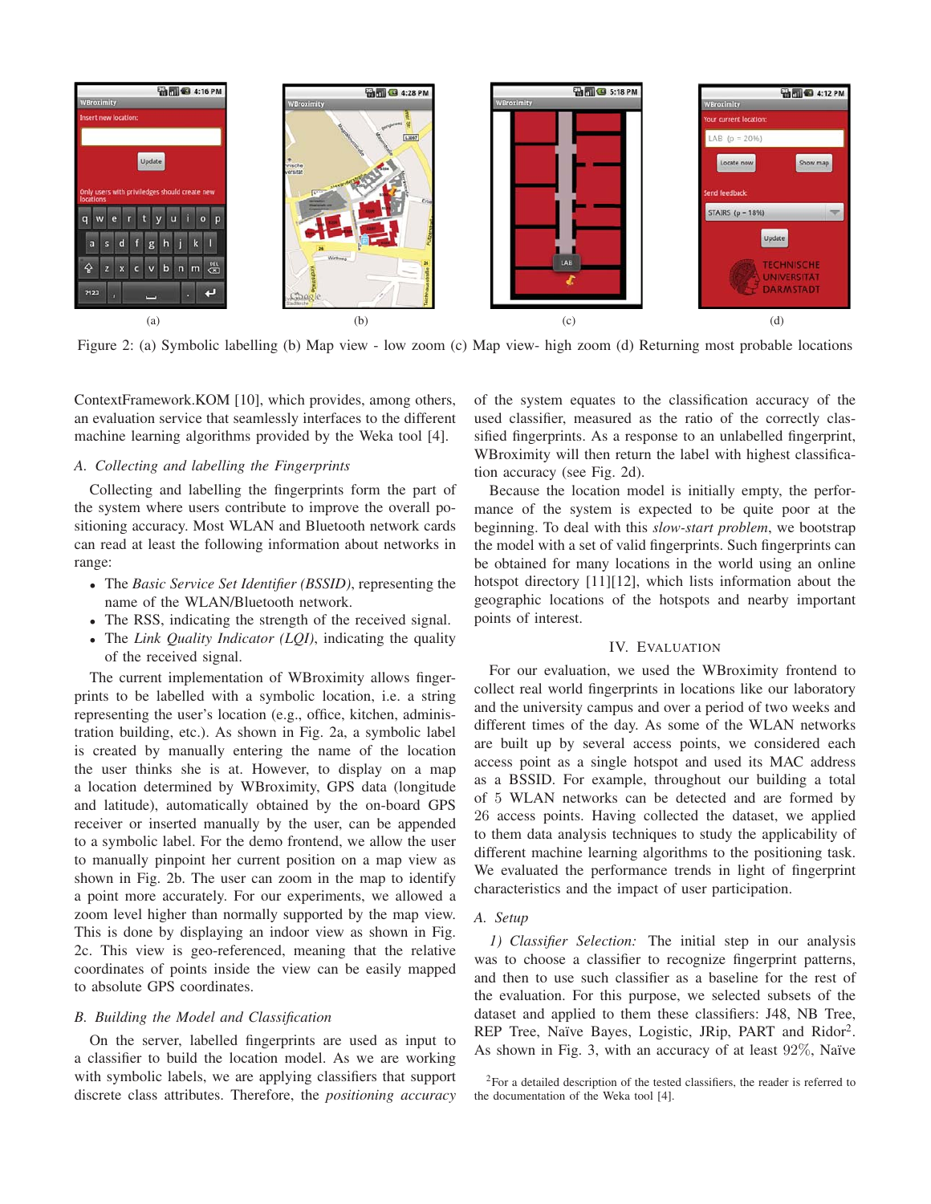Figure 2: (a) Symbolic labelling (b) Map view - low zoom (c) Map view- high zoom (d) Returning most probable locations

ContextFramework.KOM [10], which provides, among others, an evaluation service that seamlessly interfaces to the different machine learning algorithms provided by the Weka tool [4].

### A. Collecting and labelling the Fingerprints

Collecting and labelling the fingerprints form the part of the system where users contribute to improve the overall positioning accuracy. Most WLAN and Bluetooth network cards can read at least the following information about networks in range:

- The *Basic Service Set Identifier (BSSID)*, representing the name of the WLAN/Bluetooth network.
- The RSS, indicating the strength of the received signal.
- The *Link Quality Indicator (LQI)*, indicating the quality of the received signal.

The current implementation of WBroximity allows fingerprints to be labelled with a symbolic location, i.e. a string representing the user's location (e.g., office, kitchen, administration building, etc.). As shown in Fig. 2a, a symbolic label is created by manually entering the name of the location the user thinks she is at. However, to display on a map a location determined by WBroximity, GPS data (longitude and latitude), automatically obtained by the on-board GPS receiver or inserted manually by the user, can be appended to a symbolic label. For the demo frontend, we allow the user to manually pinpoint her current position on a map view as shown in Fig. 2b. The user can zoom in the map to identify a point more accurately. For our experiments, we allowed a zoom level higher than normally supported by the map view. This is done by displaying an indoor view as shown in Fig. 2c. This view is geo-referenced, meaning that the relative coordinates of points inside the view can be easily mapped to absolute GPS coordinates.

### B. Building the Model and Classification

On the server, labelled fingerprints are used as input to a classifier to build the location model. As we are working with symbolic labels, we are applying classifiers that support discrete class attributes. Therefore, the *positioning accuracy* of the system equates to the classification accuracy of the used classifier, measured as the ratio of the correctly classified fingerprints. As a response to an unlabelled fingerprint, WBroximity will then return the label with highest classification accuracy (see Fig. 2d).

Because the location model is initially empty, the performance of the system is expected to be quite poor at the beginning. To deal with this *slow-start problem*, we bootstrap the model with a set of valid fingerprints. Such fingerprints can be obtained for many locations in the world using an online hotspot directory [11][12], which lists information about the geographic locations of the hotspots and nearby important points of interest.

## IV. Evaluation

For our evaluation, we used the WBroximity frontend to collect real world fingerprints in locations like our laboratory and the university campus and over a period of two weeks and different times of the day. As some of the WLAN networks are built up by several access points, we considered each access point as a single hotspot and used its MAC address as a BSSID. For example, throughout our building a total of 5 WLAN networks can be detected and are formed by 26 access points. Having collected the dataset, we applied to them data analysis techniques to study the applicability of different machine learning algorithms to the positioning task. We evaluated the performance trends in light of fingerprint characteristics and the impact of user participation.

### A. Setup

*1) Classifier Selection:* The initial step in our analysis was to choose a classifier to recognize fingerprint patterns, and then to use such classifier as a baseline for the rest of the evaluation. For this purpose, we selected subsets of the dataset and applied to them these classifiers: J48, NB Tree, REP Tree, Naïve Bayes, Logistic, JRip, PART and Ridor[2]. As shown in Fig. 3, with an accuracy of at least 92%, Naïve

[2]For a detailed description of the tested classifiers, the reader is referred to the documentation of the Weka tool [4].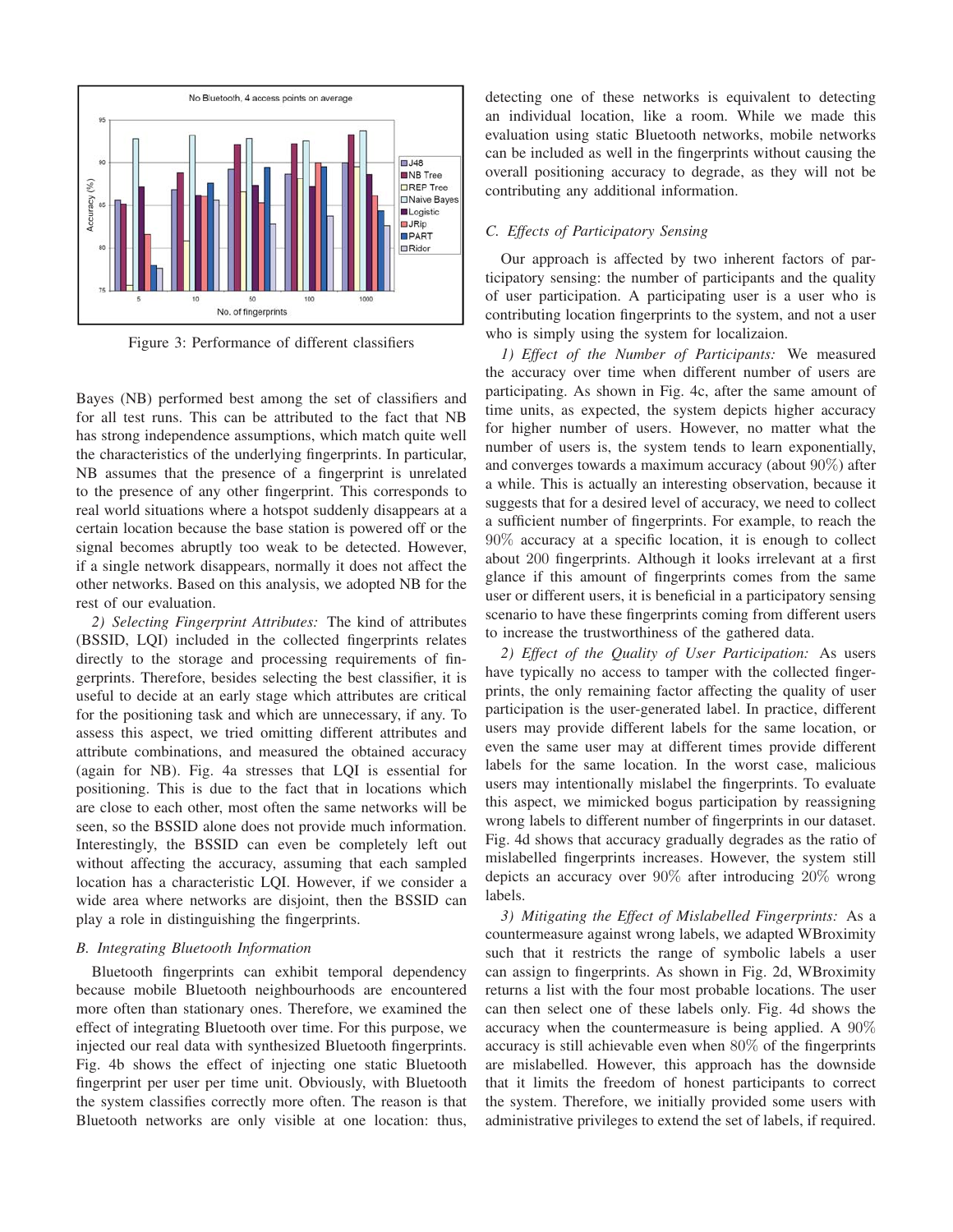No Bluetooth, 4 access points on average

95

90

85

80

75

Accuracy (%)

5

10

50

100

1000

No. of fingerprints

J48
NB Tree
REP Tree
Naive Bayes
Logistic
JRip
PART
Ridor

Figure 3: Performance of different classifiers

Bayes (NB) performed best among the set of classifiers and for all test runs. This can be attributed to the fact that NB has strong independence assumptions, which match quite well the characteristics of the underlying fingerprints. In particular, NB assumes that the presence of a fingerprint is unrelated to the presence of any other fingerprint. This corresponds to real world situations where a hotspot suddenly disappears at a certain location because the base station is powered off or the signal becomes abruptly too weak to be detected. However, if a single network disappears, normally it does not affect the other networks. Based on this analysis, we adopted NB for the rest of our evaluation.

*2) Selecting Fingerprint Attributes:* The kind of attributes (BSSID, LQI) included in the collected fingerprints relates directly to the storage and processing requirements of fingerprints. Therefore, besides selecting the best classifier, it is useful to decide at an early stage which attributes are critical for the positioning task and which are unnecessary, if any. To assess this aspect, we tried omitting different attributes and attribute combinations, and measured the obtained accuracy (again for NB). Fig. 4a stresses that LQI is essential for positioning. This is due to the fact that in locations which are close to each other, most often the same networks will be seen, so the BSSID alone does not provide much information. Interestingly, the BSSID can even be completely left out without affecting the accuracy, assuming that each sampled location has a characteristic LQI. However, if we consider a wide area where networks are disjoint, then the BSSID can play a role in distinguishing the fingerprints.

### B. Integrating Bluetooth Information

Bluetooth fingerprints can exhibit temporal dependency because mobile Bluetooth neighbourhoods are encountered more often than stationary ones. Therefore, we examined the effect of integrating Bluetooth over time. For this purpose, we injected our real data with synthesized Bluetooth fingerprints. Fig. 4b shows the effect of injecting one static Bluetooth fingerprint per user per time unit. Obviously, with Bluetooth the system classifies correctly more often. The reason is that Bluetooth networks are only visible at one location: thus, detecting one of these networks is equivalent to detecting an individual location, like a room. While we made this evaluation using static Bluetooth networks, mobile networks can be included as well in the fingerprints without causing the overall positioning accuracy to degrade, as they will not be contributing any additional information.

### C. Effects of Participatory Sensing

Our approach is affected by two inherent factors of participatory sensing: the number of participants and the quality of user participation. A participating user is a user who is contributing location fingerprints to the system, and not a user who is simply using the system for localizaion.

*1) Effect of the Number of Participants:* We measured the accuracy over time when different number of users are participating. As shown in Fig. 4c, after the same amount of time units, as expected, the system depicts higher accuracy for higher number of users. However, no matter what the number of users is, the system tends to learn exponentially, and converges towards a maximum accuracy (about $90\%$) after a while. This is actually an interesting observation, because it suggests that for a desired level of accuracy, we need to collect a sufficient number of fingerprints. For example, to reach the $90\%$ accuracy at a specific location, it is enough to collect about 200 fingerprints. Although it looks irrelevant at a first glance if this amount of fingerprints comes from the same user or different users, it is beneficial in a participatory sensing scenario to have these fingerprints coming from different users to increase the trustworthiness of the gathered data.

*2) Effect of the Quality of User Participation:* As users have typically no access to tamper with the collected fingerprints, the only remaining factor affecting the quality of user participation is the user-generated label. In practice, different users may provide different labels for the same location, or even the same user may at different times provide different labels for the same location. In the worst case, malicious users may intentionally mislabel the fingerprints. To evaluate this aspect, we mimicked bogus participation by reassigning wrong labels to different number of fingerprints in our dataset. Fig. 4d shows that accuracy gradually degrades as the ratio of mislabelled fingerprints increases. However, the system still depicts an accuracy over $90\%$ after introducing $20\%$ wrong labels.

*3) Mitigating the Effect of Mislabelled Fingerprints:* As a countermeasure against wrong labels, we adapted WBroximity such that it restricts the range of symbolic labels a user can assign to fingerprints. As shown in Fig. 2d, WBroximity returns a list with the four most probable locations. The user can then select one of these labels only. Fig. 4d shows the accuracy when the countermeasure is being applied. A $90\%$ accuracy is still achievable even when $80\%$ of the fingerprints are mislabelled. However, this approach has the downside that it limits the freedom of honest participants to correct the system. Therefore, we initially provided some users with administrative privileges to extend the set of labels, if required.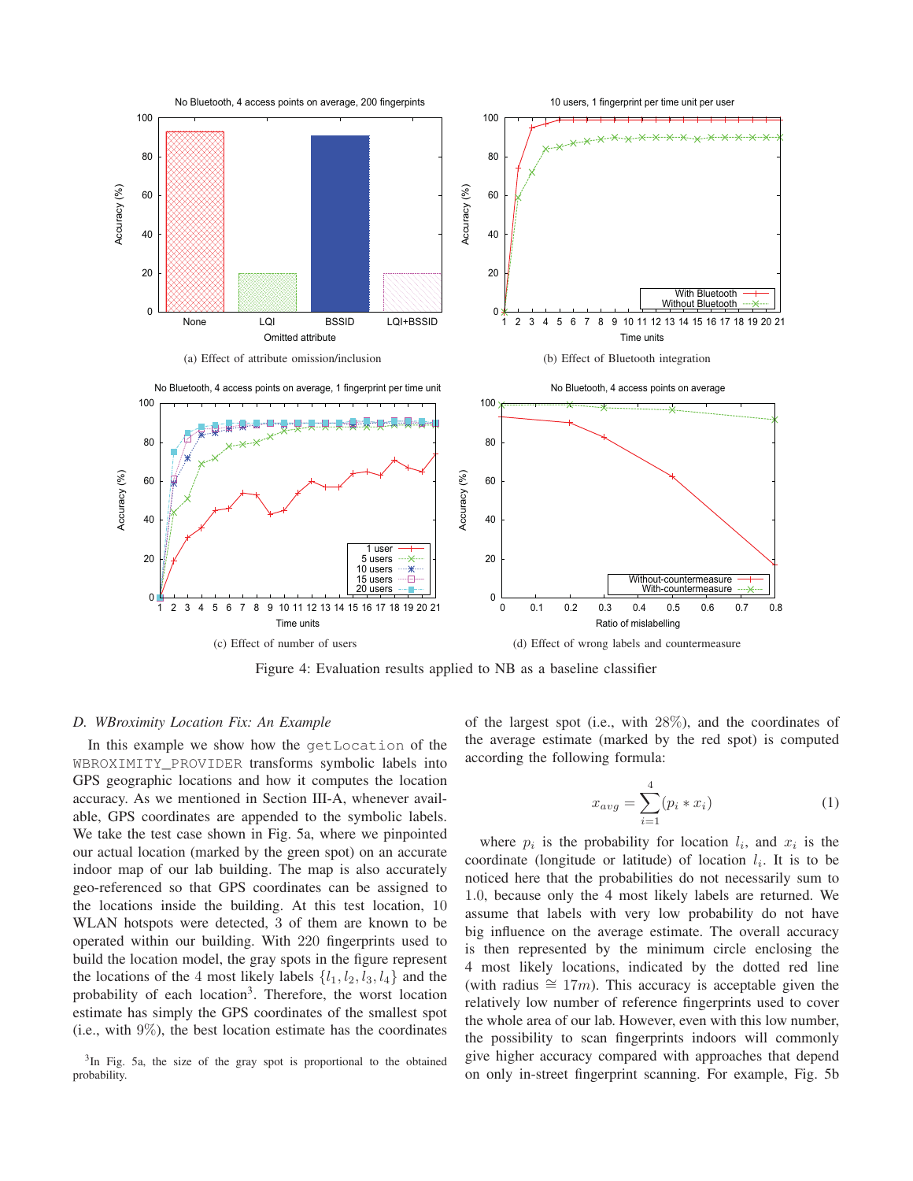(a) Effect of attribute omission/inclusion

(b) Effect of Bluetooth integration

(c) Effect of number of users

(d) Effect of wrong labels and countermeasure

Figure 4: Evaluation results applied to NB as a baseline classifier

### D. WBroximity Location Fix: An Example

In this example we show how the `getLocation` of the `WBROXIMITY_PROVIDER` transforms symbolic labels into GPS geographic locations and how it computes the location accuracy. As we mentioned in Section III-A, whenever available, GPS coordinates are appended to the symbolic labels. We take the test case shown in Fig. 5a, where we pinpointed our actual location (marked by the green spot) on an accurate indoor map of our lab building. The map is also accurately geo-referenced so that GPS coordinates can be assigned to the locations inside the building. At this test location, 10 WLAN hotspots were detected, 3 of them are known to be operated within our building. With 220 fingerprints used to build the location model, the gray spots in the figure represent the locations of the 4 most likely labels $\{l_1, l_2, l_3, l_4\}$ and the probability of each location[3]. Therefore, the worst location estimate has simply the GPS coordinates of the smallest spot (i.e., with 9%), the best location estimate has the coordinates of the largest spot (i.e., with 28%), and the coordinates of the average estimate (marked by the red spot) is computed according the following formula:

$$x_{avg} = \sum_{i=1}^{4} (p_i * x_i) \tag{1}$$

where $p_i$ is the probability for location $l_i$, and $x_i$ is the coordinate (longitude or latitude) of location $l_i$. It is to be noticed here that the probabilities do not necessarily sum to 1.0, because only the 4 most likely labels are returned. We assume that labels with very low probability do not have big influence on the average estimate. The overall accuracy is then represented by the minimum circle enclosing the 4 most likely locations, indicated by the dotted red line (with radius $\cong 17m$). This accuracy is acceptable given the relatively low number of reference fingerprints used to cover the whole area of our lab. However, even with this low number, the possibility to scan fingerprints indoors will commonly give higher accuracy compared with approaches that depend on only in-street fingerprint scanning. For example, Fig. 5b

[3] In Fig. 5a, the size of the gray spot is proportional to the obtained probability.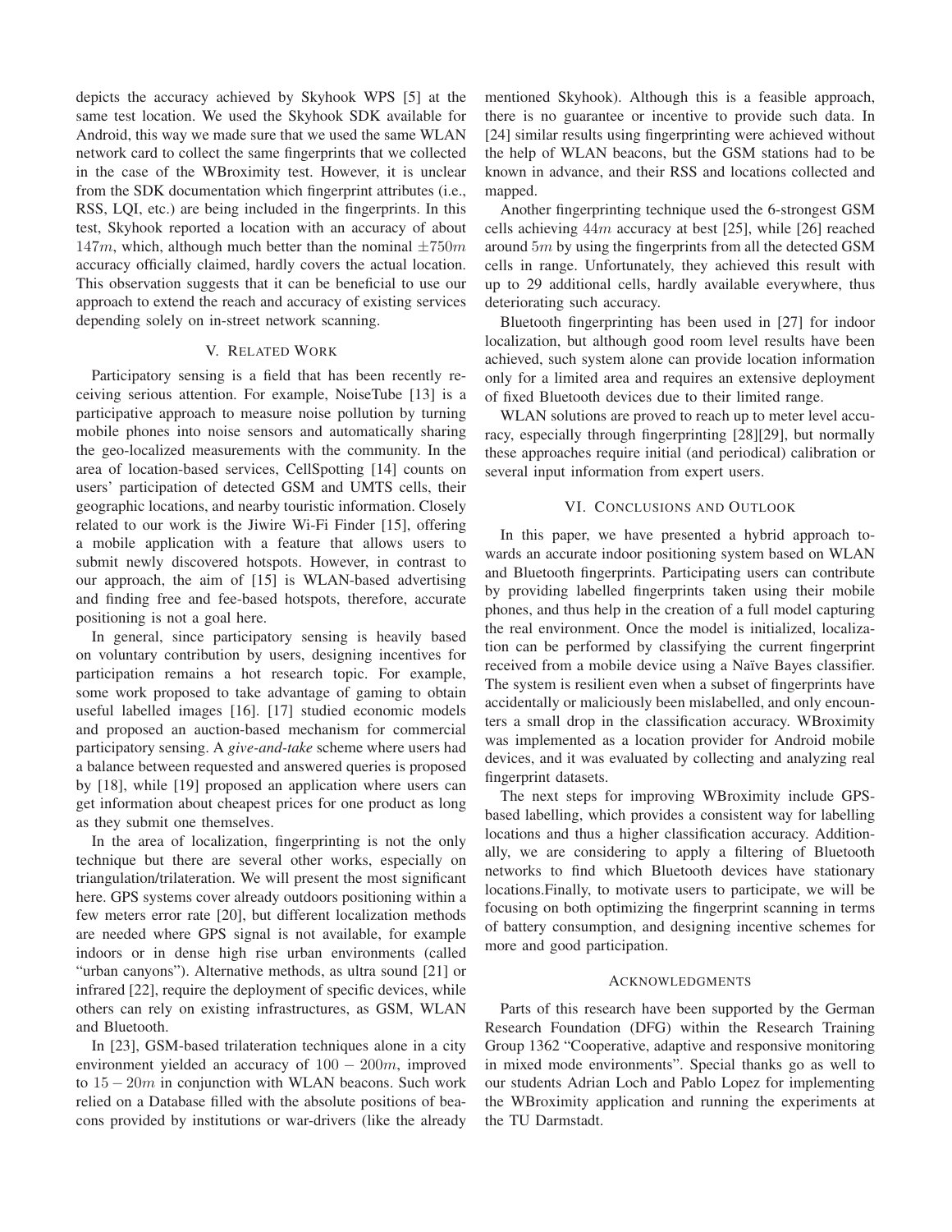depicts the accuracy achieved by Skyhook WPS [5] at the same test location. We used the Skyhook SDK available for Android, this way we made sure that we used the same WLAN network card to collect the same fingerprints that we collected in the case of the WBroximity test. However, it is unclear from the SDK documentation which fingerprint attributes (i.e., RSS, LQI, etc.) are being included in the fingerprints. In this test, Skyhook reported a location with an accuracy of about $147m$, which, although much better than the nominal $\pm 750m$ accuracy officially claimed, hardly covers the actual location. This observation suggests that it can be beneficial to use our approach to extend the reach and accuracy of existing services depending solely on in-street network scanning.

## V. Related Work

Participatory sensing is a field that has been recently receiving serious attention. For example, NoiseTube [13] is a participative approach to measure noise pollution by turning mobile phones into noise sensors and automatically sharing the geo-localized measurements with the community. In the area of location-based services, CellSpotting [14] counts on users' participation of detected GSM and UMTS cells, their geographic locations, and nearby touristic information. Closely related to our work is the Jiwire Wi-Fi Finder [15], offering a mobile application with a feature that allows users to submit newly discovered hotspots. However, in contrast to our approach, the aim of [15] is WLAN-based advertising and finding free and fee-based hotspots, therefore, accurate positioning is not a goal here.

In general, since participatory sensing is heavily based on voluntary contribution by users, designing incentives for participation remains a hot research topic. For example, some work proposed to take advantage of gaming to obtain useful labelled images [16]. [17] studied economic models and proposed an auction-based mechanism for commercial participatory sensing. A *give-and-take* scheme where users had a balance between requested and answered queries is proposed by [18], while [19] proposed an application where users can get information about cheapest prices for one product as long as they submit one themselves.

In the area of localization, fingerprinting is not the only technique but there are several other works, especially on triangulation/trilateration. We will present the most significant here. GPS systems cover already outdoors positioning within a few meters error rate [20], but different localization methods are needed where GPS signal is not available, for example indoors or in dense high rise urban environments (called "urban canyons"). Alternative methods, as ultra sound [21] or infrared [22], require the deployment of specific devices, while others can rely on existing infrastructures, as GSM, WLAN and Bluetooth.

In [23], GSM-based trilateration techniques alone in a city environment yielded an accuracy of $100-200m$, improved to $15-20m$ in conjunction with WLAN beacons. Such work relied on a Database filled with the absolute positions of beacons provided by institutions or war-drivers (like the already mentioned Skyhook). Although this is a feasible approach, there is no guarantee or incentive to provide such data. In [24] similar results using fingerprinting were achieved without the help of WLAN beacons, but the GSM stations had to be known in advance, and their RSS and locations collected and mapped.

Another fingerprinting technique used the 6-strongest GSM cells achieving $44m$ accuracy at best [25], while [26] reached around $5m$ by using the fingerprints from all the detected GSM cells in range. Unfortunately, they achieved this result with up to 29 additional cells, hardly available everywhere, thus deteriorating such accuracy.

Bluetooth fingerprinting has been used in [27] for indoor localization, but although good room level results have been achieved, such system alone can provide location information only for a limited area and requires an extensive deployment of fixed Bluetooth devices due to their limited range.

WLAN solutions are proved to reach up to meter level accuracy, especially through fingerprinting [28][29], but normally these approaches require initial (and periodical) calibration or several input information from expert users.

## VI. Conclusions and Outlook

In this paper, we have presented a hybrid approach towards an accurate indoor positioning system based on WLAN and Bluetooth fingerprints. Participating users can contribute by providing labelled fingerprints taken using their mobile phones, and thus help in the creation of a full model capturing the real environment. Once the model is initialized, localization can be performed by classifying the current fingerprint received from a mobile device using a Naïve Bayes classifier. The system is resilient even when a subset of fingerprints have accidentally or maliciously been mislabelled, and only encounters a small drop in the classification accuracy. WBroximity was implemented as a location provider for Android mobile devices, and it was evaluated by collecting and analyzing real fingerprint datasets.

The next steps for improving WBroximity include GPS-based labelling, which provides a consistent way for labelling locations and thus a higher classification accuracy. Additionally, we are considering to apply a filtering of Bluetooth networks to find which Bluetooth devices have stationary locations.Finally, to motivate users to participate, we will be focusing on both optimizing the fingerprint scanning in terms of battery consumption, and designing incentive schemes for more and good participation.

## Acknowledgments

Parts of this research have been supported by the German Research Foundation (DFG) within the Research Training Group 1362 "Cooperative, adaptive and responsive monitoring in mixed mode environments". Special thanks go as well to our students Adrian Loch and Pablo Lopez for implementing the WBroximity application and running the experiments at the TU Darmstadt.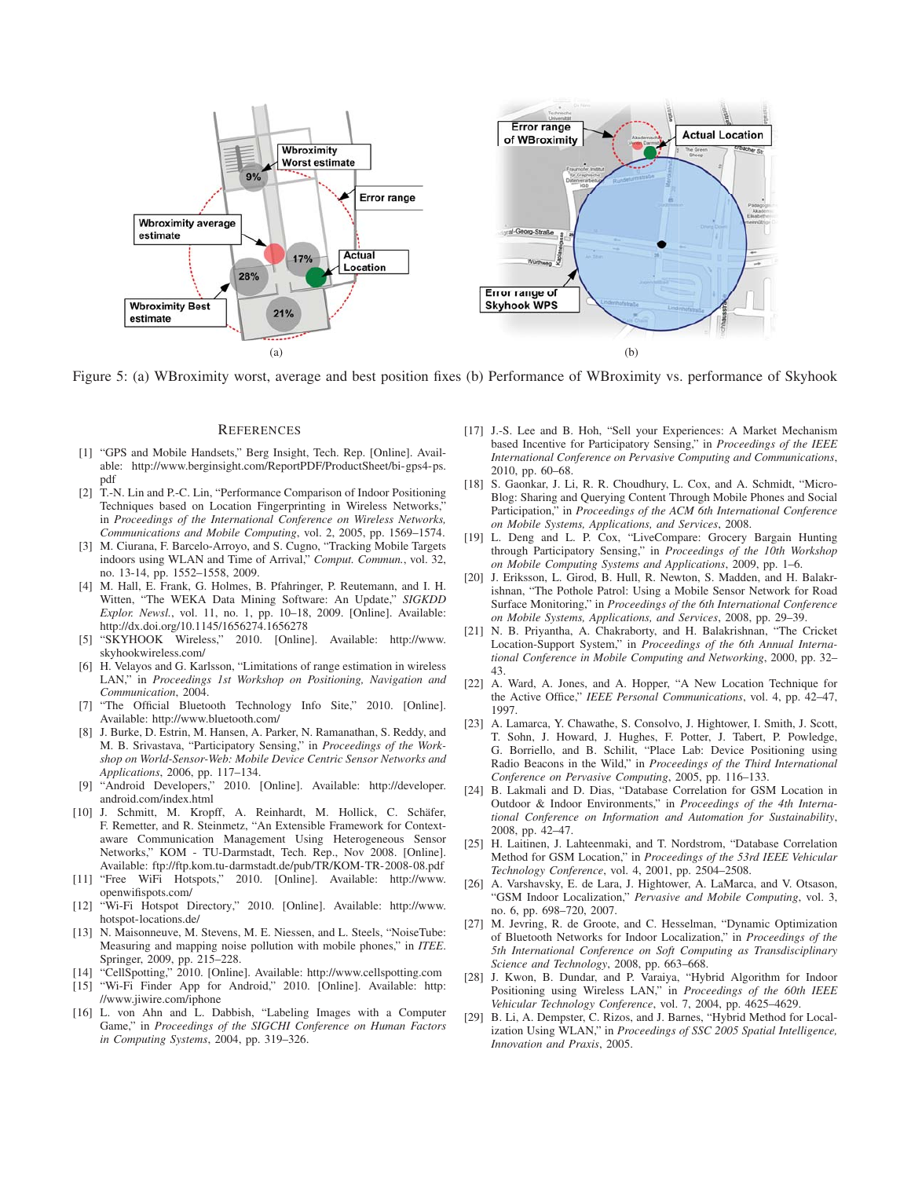Wbroximity Worst estimate

9%

Error range

Wbroximity average estimate

17%

Actual Location

28%

Wbroximity Best estimate

21%

(a)

Error range of WBroximity

Actual Location

Error range of Skyhook WPS

(b)

Figure 5: (a) WBroximity worst, average and best position fixes (b) Performance of WBroximity vs. performance of Skyhook

## REFERENCES

[1] "GPS and Mobile Handsets," Berg Insight, Tech. Rep. [Online]. Available: http://www.berginsight.com/ReportPDF/ProductSheet/bi-gps4-ps.pdf

[2] T.-N. Lin and P.-C. Lin, "Performance Comparison of Indoor Positioning Techniques based on Location Fingerprinting in Wireless Networks," in *Proceedings of the International Conference on Wireless Networks, Communications and Mobile Computing*, vol. 2, 2005, pp. 1569–1574.

[3] M. Ciurana, F. Barcelo-Arroyo, and S. Cugno, "Tracking Mobile Targets indoors using WLAN and Time of Arrival," *Comput. Commun.*, vol. 32, no. 13-14, pp. 1552–1558, 2009.

[4] M. Hall, E. Frank, G. Holmes, B. Pfahringer, P. Reutemann, and I. H. Witten, "The WEKA Data Mining Software: An Update," *SIGKDD Explor. Newsl.*, vol. 11, no. 1, pp. 10–18, 2009. [Online]. Available: http://dx.doi.org/10.1145/1656274.1656278

[5] "SKYHOOK Wireless," 2010. [Online]. Available: http://www.skyhookwireless.com/

[6] H. Velayos and G. Karlsson, "Limitations of range estimation in wireless LAN," in *Proceedings 1st Workshop on Positioning, Navigation and Communication*, 2004.

[7] "The Official Bluetooth Technology Info Site," 2010. [Online]. Available: http://www.bluetooth.com/

[8] J. Burke, D. Estrin, M. Hansen, A. Parker, N. Ramanathan, S. Reddy, and M. B. Srivastava, "Participatory Sensing," in *Proceedings of the Workshop on World-Sensor-Web: Mobile Device Centric Sensor Networks and Applications*, 2006, pp. 117–134.

[9] "Android Developers," 2010. [Online]. Available: http://developer.android.com/index.html

[10] J. Schmitt, M. Kropff, A. Reinhardt, M. Hollick, C. Schäfer, F. Remetter, and R. Steinmetz, "An Extensible Framework for Context-aware Communication Management Using Heterogeneous Sensor Networks," KOM - TU-Darmstadt, Tech. Rep., Nov 2008. [Online]. Available: ftp://ftp.kom.tu-darmstadt.de/pub/TR/KOM-TR-2008-08.pdf

[11] "Free WiFi Hotspots," 2010. [Online]. Available: http://www.openwifispots.com/

[12] "Wi-Fi Hotspot Directory," 2010. [Online]. Available: http://www.hotspot-locations.de/

[13] N. Maisonneuve, M. Stevens, M. E. Niessen, and L. Steels, "NoiseTube: Measuring and mapping noise pollution with mobile phones," in *ITEE*. Springer, 2009, pp. 215–228.

[14] "CellSpotting," 2010. [Online]. Available: http://www.cellspotting.com

[15] "Wi-Fi Finder App for Android," 2010. [Online]. Available: http://www.jiwire.com/iphone

[16] L. von Ahn and L. Dabbish, "Labeling Images with a Computer Game," in *Proceedings of the SIGCHI Conference on Human Factors in Computing Systems*, 2004, pp. 319–326.

[17] J.-S. Lee and B. Hoh, "Sell your Experiences: A Market Mechanism based Incentive for Participatory Sensing," in *Proceedings of the IEEE International Conference on Pervasive Computing and Communications*, 2010, pp. 60–68.

[18] S. Gaonkar, J. Li, R. R. Choudhury, L. Cox, and A. Schmidt, "Micro-Blog: Sharing and Querying Content Through Mobile Phones and Social Participation," in *Proceedings of the ACM 6th International Conference on Mobile Systems, Applications, and Services*, 2008.

[19] L. Deng and L. P. Cox, "LiveCompare: Grocery Bargain Hunting through Participatory Sensing," in *Proceedings of the 10th Workshop on Mobile Computing Systems and Applications*, 2009, pp. 1–6.

[20] J. Eriksson, L. Girod, B. Hull, R. Newton, S. Madden, and H. Balakrishnan, "The Pothole Patrol: Using a Mobile Sensor Network for Road Surface Monitoring," in *Proceedings of the 6th International Conference on Mobile Systems, Applications, and Services*, 2008, pp. 29–39.

[21] N. B. Priyantha, A. Chakraborty, and H. Balakrishnan, "The Cricket Location-Support System," in *Proceedings of the 6th Annual International Conference in Mobile Computing and Networking*, 2000, pp. 32–43.

[22] A. Ward, A. Jones, and A. Hopper, "A New Location Technique for the Active Office," *IEEE Personal Communications*, vol. 4, pp. 42–47, 1997.

[23] A. Lamarca, Y. Chawathe, S. Consolvo, J. Hightower, I. Smith, J. Scott, T. Sohn, J. Howard, J. Hughes, F. Potter, J. Tabert, P. Powledge, G. Borriello, and B. Schilit, "Place Lab: Device Positioning using Radio Beacons in the Wild," in *Proceedings of the Third International Conference on Pervasive Computing*, 2005, pp. 116–133.

[24] B. Lakmali and D. Dias, "Database Correlation for GSM Location in Outdoor & Indoor Environments," in *Proceedings of the 4th International Conference on Information and Automation for Sustainability*, 2008, pp. 42–47.

[25] H. Laitinen, J. Lahteenmaki, and T. Nordstrom, "Database Correlation Method for GSM Location," in *Proceedings of the 53rd IEEE Vehicular Technology Conference*, vol. 4, 2001, pp. 2504–2508.

[26] A. Varshavsky, E. de Lara, J. Hightower, A. LaMarca, and V. Otsason, "GSM Indoor Localization," *Pervasive and Mobile Computing*, vol. 3, no. 6, pp. 698–720, 2007.

[27] M. Jevring, R. de Groote, and C. Hesselman, "Dynamic Optimization of Bluetooth Networks for Indoor Localization," in *Proceedings of the 5th International Conference on Soft Computing as Transdisciplinary Science and Technology*, 2008, pp. 663–668.

[28] J. Kwon, B. Dundar, and P. Varaiya, "Hybrid Algorithm for Indoor Positioning using Wireless LAN," in *Proceedings of the 60th IEEE Vehicular Technology Conference*, vol. 7, 2004, pp. 4625–4629.

[29] B. Li, A. Dempster, C. Rizos, and J. Barnes, "Hybrid Method for Localization Using WLAN," in *Proceedings of SSC 2005 Spatial Intelligence, Innovation and Praxis*, 2005.